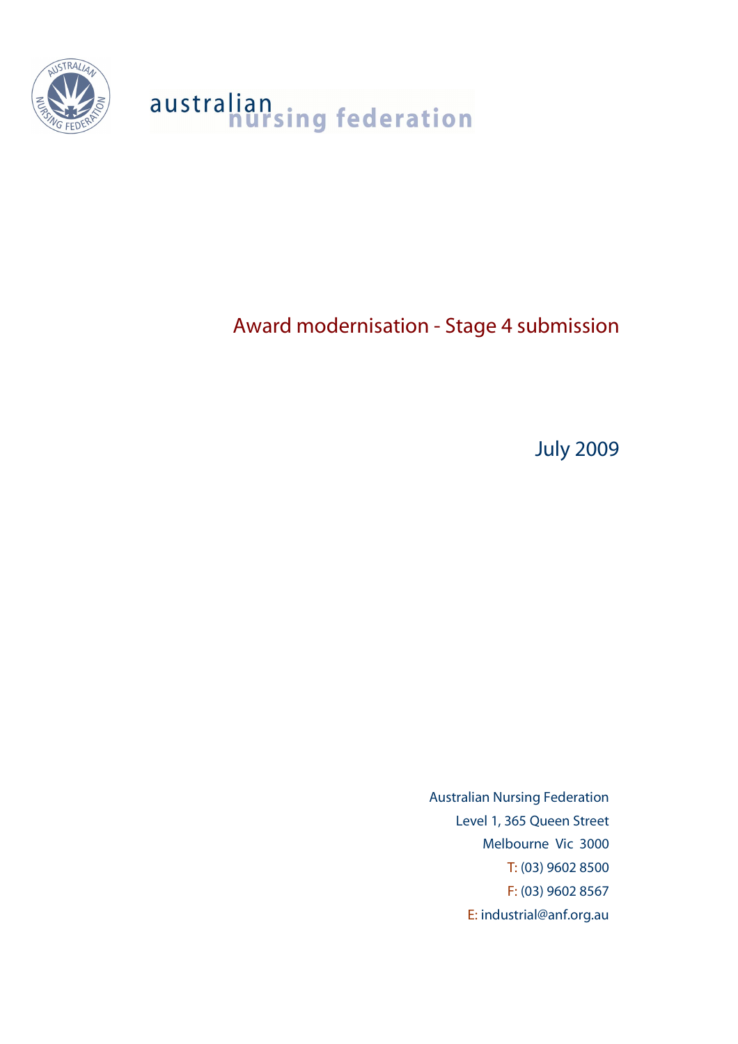australian nursing federation

# Award modernisation - Stage 4 submission

July 2009

Australian Nursing Federation
Level 1, 365 Queen Street
Melbourne Vic 3000
T: (03) 9602 8500
F: (03) 9602 8567
E: industrial@anf.org.au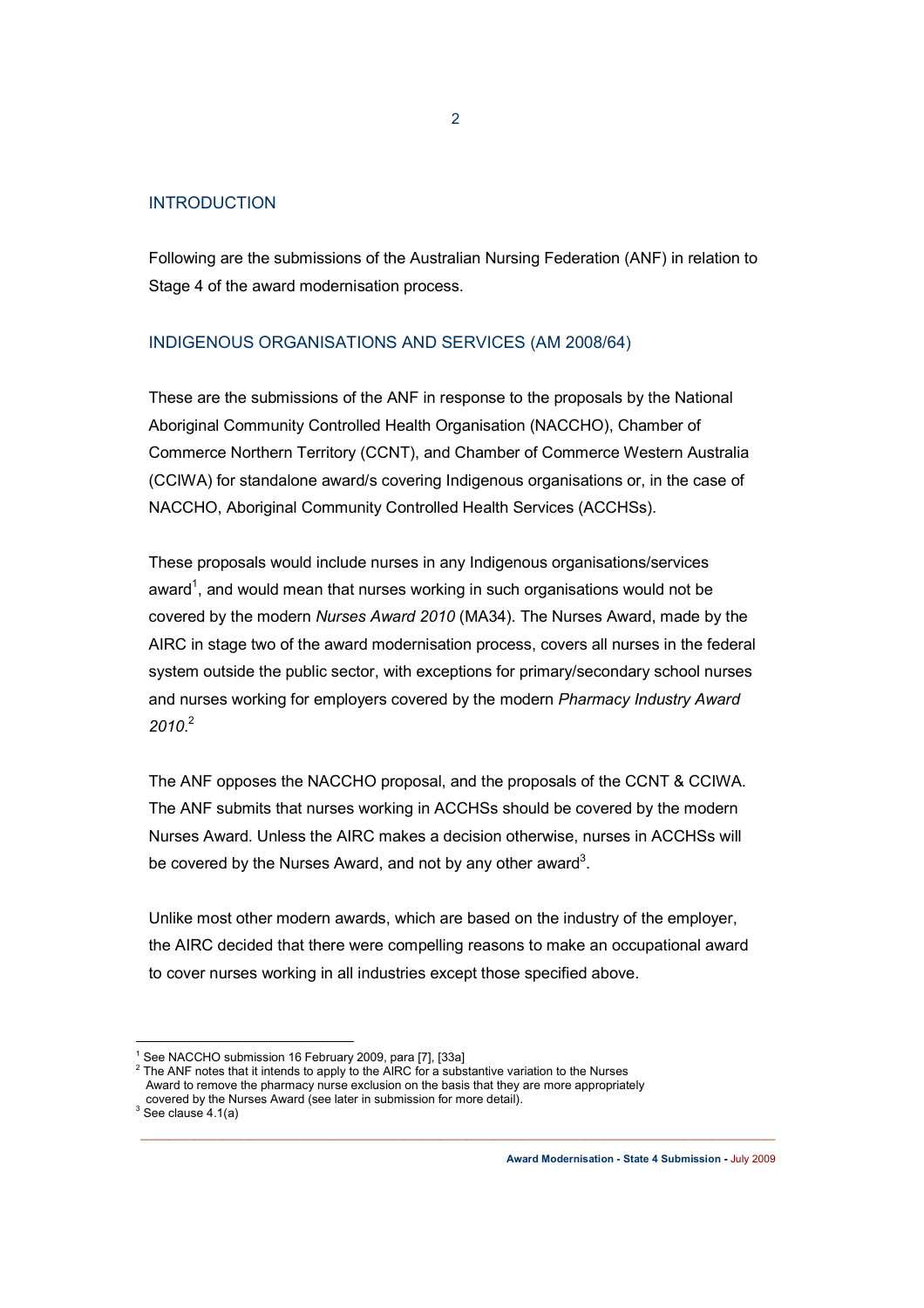## INTRODUCTION

Following are the submissions of the Australian Nursing Federation (ANF) in relation to Stage 4 of the award modernisation process.

## INDIGENOUS ORGANISATIONS AND SERVICES (AM 2008/64)

These are the submissions of the ANF in response to the proposals by the National Aboriginal Community Controlled Health Organisation (NACCHO), Chamber of Commerce Northern Territory (CCNT), and Chamber of Commerce Western Australia (CCIWA) for standalone award/s covering Indigenous organisations or, in the case of NACCHO, Aboriginal Community Controlled Health Services (ACCHSs).

These proposals would include nurses in any Indigenous organisations/services award[1], and would mean that nurses working in such organisations would not be covered by the modern *Nurses Award 2010* (MA34). The Nurses Award, made by the AIRC in stage two of the award modernisation process, covers all nurses in the federal system outside the public sector, with exceptions for primary/secondary school nurses and nurses working for employers covered by the modern *Pharmacy Industry Award 2010*.[2]

The ANF opposes the NACCHO proposal, and the proposals of the CCNT & CCIWA. The ANF submits that nurses working in ACCHSs should be covered by the modern Nurses Award. Unless the AIRC makes a decision otherwise, nurses in ACCHSs will be covered by the Nurses Award, and not by any other award[3].

Unlike most other modern awards, which are based on the industry of the employer, the AIRC decided that there were compelling reasons to make an occupational award to cover nurses working in all industries except those specified above.

---

[1] See NACCHO submission 16 February 2009, para [7], [33a]

[2] The ANF notes that it intends to apply to the AIRC for a substantive variation to the Nurses Award to remove the pharmacy nurse exclusion on the basis that they are more appropriately covered by the Nurses Award (see later in submission for more detail).

[3] See clause 4.1(a)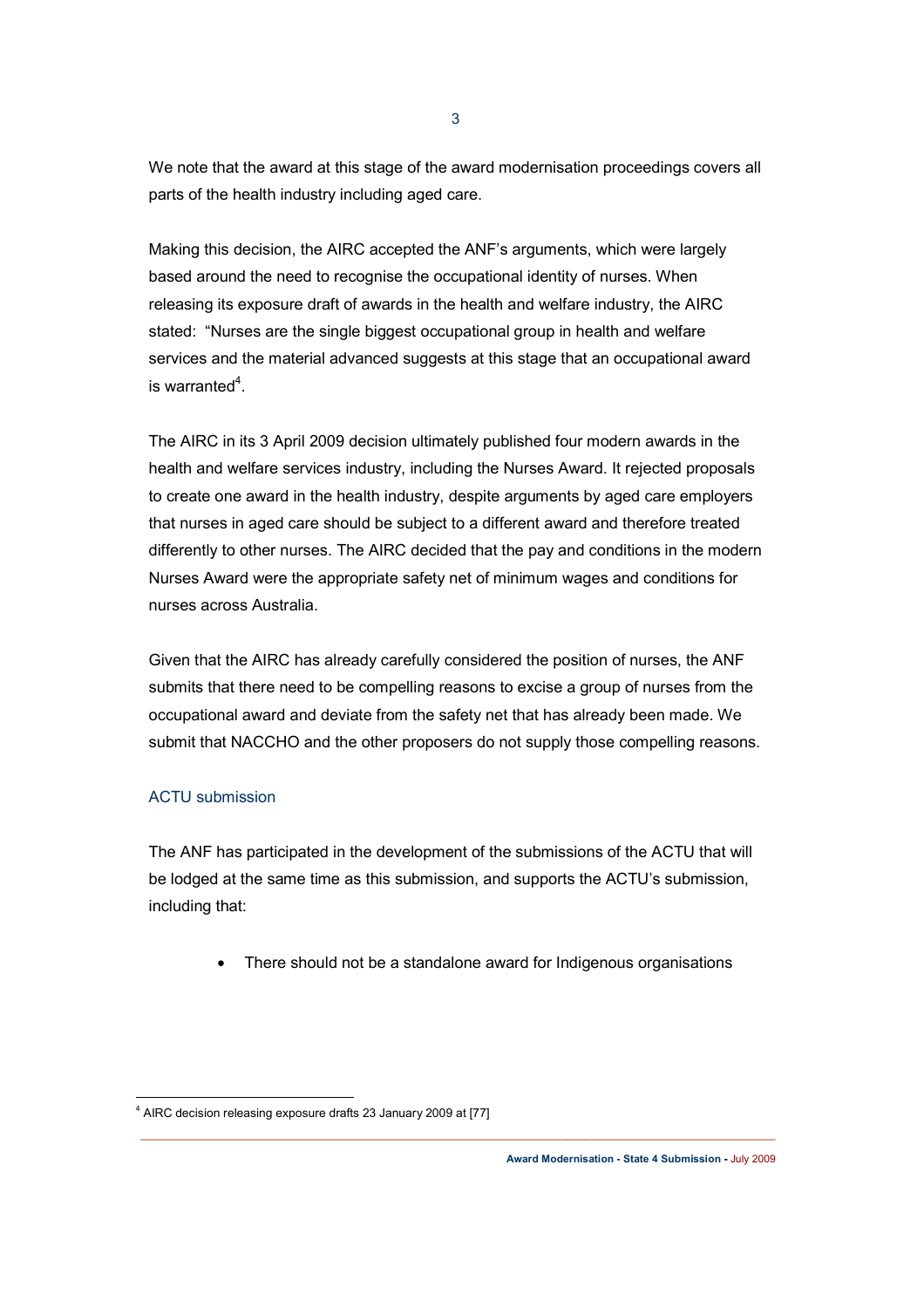We note that the award at this stage of the award modernisation proceedings covers all parts of the health industry including aged care.

Making this decision, the AIRC accepted the ANF's arguments, which were largely based around the need to recognise the occupational identity of nurses. When releasing its exposure draft of awards in the health and welfare industry, the AIRC stated: "Nurses are the single biggest occupational group in health and welfare services and the material advanced suggests at this stage that an occupational award is warranted[4].

The AIRC in its 3 April 2009 decision ultimately published four modern awards in the health and welfare services industry, including the Nurses Award. It rejected proposals to create one award in the health industry, despite arguments by aged care employers that nurses in aged care should be subject to a different award and therefore treated differently to other nurses. The AIRC decided that the pay and conditions in the modern Nurses Award were the appropriate safety net of minimum wages and conditions for nurses across Australia.

Given that the AIRC has already carefully considered the position of nurses, the ANF submits that there need to be compelling reasons to excise a group of nurses from the occupational award and deviate from the safety net that has already been made. We submit that NACCHO and the other proposers do not supply those compelling reasons.

### ACTU submission

The ANF has participated in the development of the submissions of the ACTU that will be lodged at the same time as this submission, and supports the ACTU's submission, including that:

- There should not be a standalone award for Indigenous organisations

[4] AIRC decision releasing exposure drafts 23 January 2009 at [77]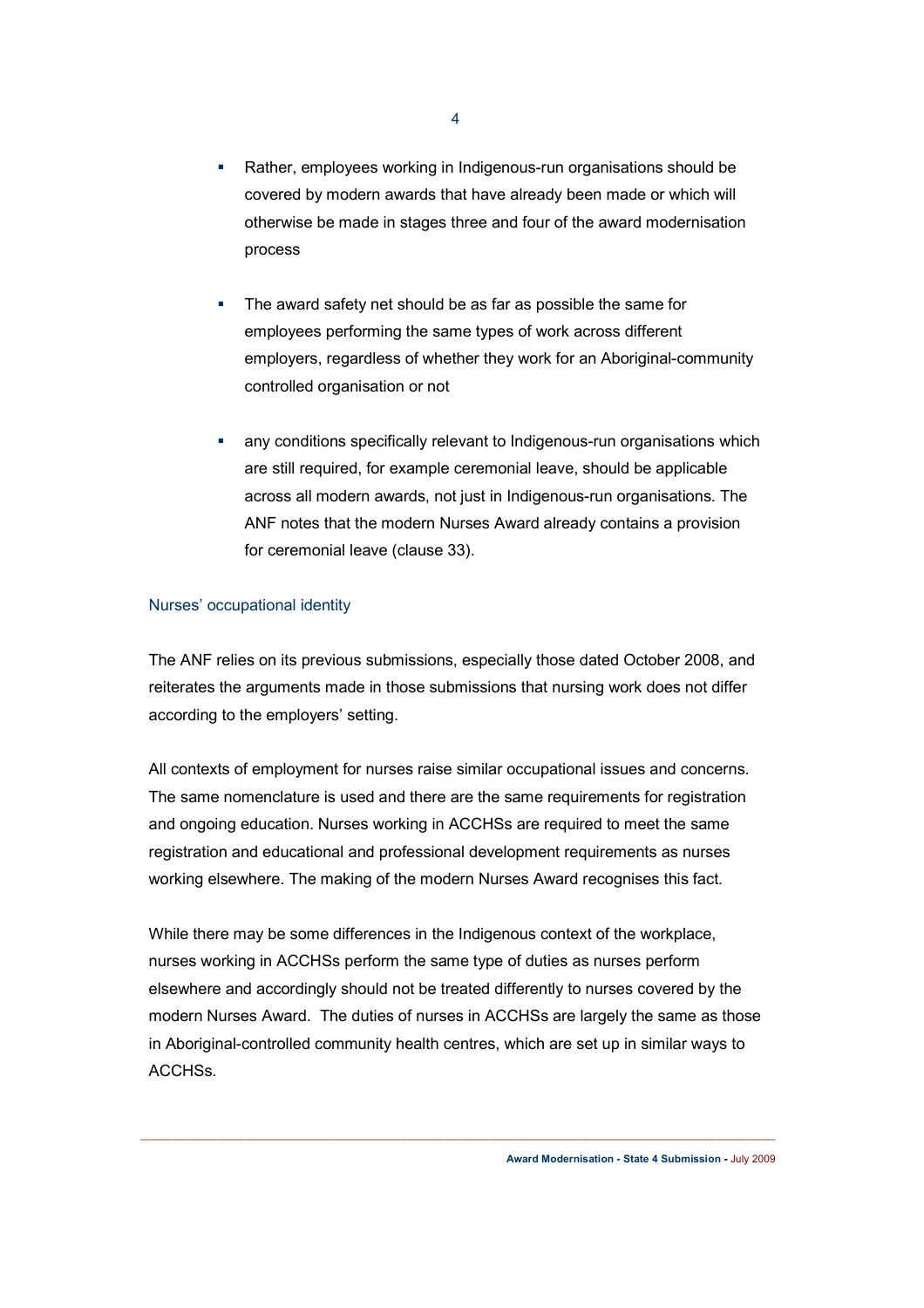- Rather, employees working in Indigenous-run organisations should be covered by modern awards that have already been made or which will otherwise be made in stages three and four of the award modernisation process

- The award safety net should be as far as possible the same for employees performing the same types of work across different employers, regardless of whether they work for an Aboriginal-community controlled organisation or not

- any conditions specifically relevant to Indigenous-run organisations which are still required, for example ceremonial leave, should be applicable across all modern awards, not just in Indigenous-run organisations. The ANF notes that the modern Nurses Award already contains a provision for ceremonial leave (clause 33).

## Nurses' occupational identity

The ANF relies on its previous submissions, especially those dated October 2008, and reiterates the arguments made in those submissions that nursing work does not differ according to the employers' setting.

All contexts of employment for nurses raise similar occupational issues and concerns. The same nomenclature is used and there are the same requirements for registration and ongoing education. Nurses working in ACCHSs are required to meet the same registration and educational and professional development requirements as nurses working elsewhere. The making of the modern Nurses Award recognises this fact.

While there may be some differences in the Indigenous context of the workplace, nurses working in ACCHSs perform the same type of duties as nurses perform elsewhere and accordingly should not be treated differently to nurses covered by the modern Nurses Award. The duties of nurses in ACCHSs are largely the same as those in Aboriginal-controlled community health centres, which are set up in similar ways to ACCHSs.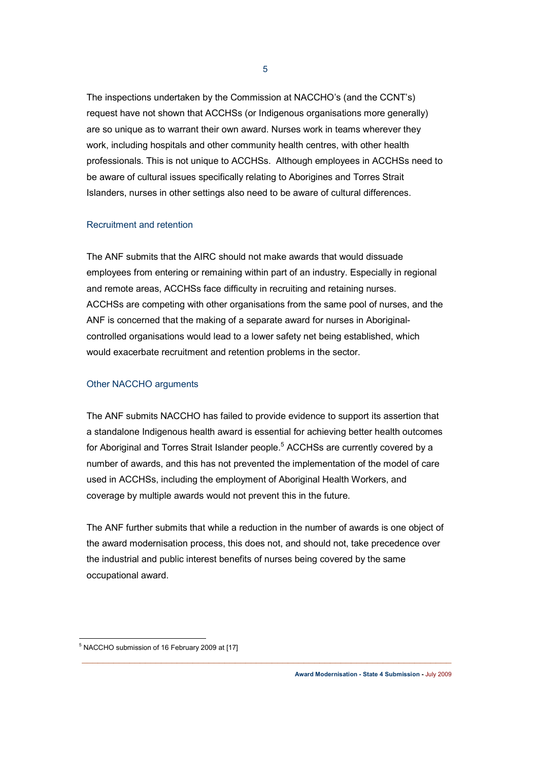The inspections undertaken by the Commission at NACCHO's (and the CCNT's) request have not shown that ACCHSs (or Indigenous organisations more generally) are so unique as to warrant their own award. Nurses work in teams wherever they work, including hospitals and other community health centres, with other health professionals. This is not unique to ACCHSs. Although employees in ACCHSs need to be aware of cultural issues specifically relating to Aborigines and Torres Strait Islanders, nurses in other settings also need to be aware of cultural differences.

### Recruitment and retention

The ANF submits that the AIRC should not make awards that would dissuade employees from entering or remaining within part of an industry. Especially in regional and remote areas, ACCHSs face difficulty in recruiting and retaining nurses. ACCHSs are competing with other organisations from the same pool of nurses, and the ANF is concerned that the making of a separate award for nurses in Aboriginal-controlled organisations would lead to a lower safety net being established, which would exacerbate recruitment and retention problems in the sector.

### Other NACCHO arguments

The ANF submits NACCHO has failed to provide evidence to support its assertion that a standalone Indigenous health award is essential for achieving better health outcomes for Aboriginal and Torres Strait Islander people.[5] ACCHSs are currently covered by a number of awards, and this has not prevented the implementation of the model of care used in ACCHSs, including the employment of Aboriginal Health Workers, and coverage by multiple awards would not prevent this in the future.

The ANF further submits that while a reduction in the number of awards is one object of the award modernisation process, this does not, and should not, take precedence over the industrial and public interest benefits of nurses being covered by the same occupational award.

[5] NACCHO submission of 16 February 2009 at [17]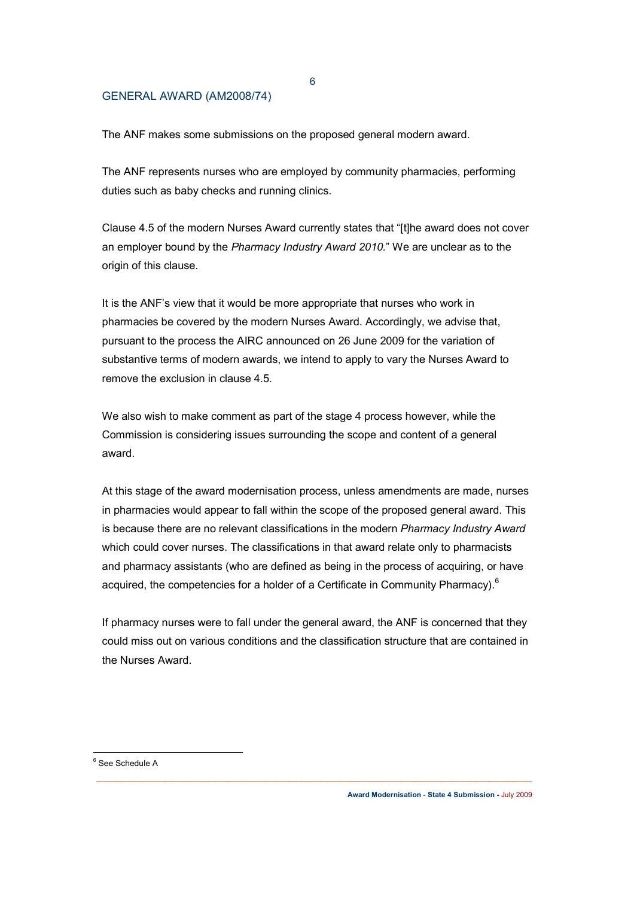## GENERAL AWARD (AM2008/74)

The ANF makes some submissions on the proposed general modern award.

The ANF represents nurses who are employed by community pharmacies, performing duties such as baby checks and running clinics.

Clause 4.5 of the modern Nurses Award currently states that "[t]he award does not cover an employer bound by the *Pharmacy Industry Award 2010.*" We are unclear as to the origin of this clause.

It is the ANF's view that it would be more appropriate that nurses who work in pharmacies be covered by the modern Nurses Award. Accordingly, we advise that, pursuant to the process the AIRC announced on 26 June 2009 for the variation of substantive terms of modern awards, we intend to apply to vary the Nurses Award to remove the exclusion in clause 4.5.

We also wish to make comment as part of the stage 4 process however, while the Commission is considering issues surrounding the scope and content of a general award.

At this stage of the award modernisation process, unless amendments are made, nurses in pharmacies would appear to fall within the scope of the proposed general award. This is because there are no relevant classifications in the modern *Pharmacy Industry Award* which could cover nurses. The classifications in that award relate only to pharmacists and pharmacy assistants (who are defined as being in the process of acquiring, or have acquired, the competencies for a holder of a Certificate in Community Pharmacy).[6]

If pharmacy nurses were to fall under the general award, the ANF is concerned that they could miss out on various conditions and the classification structure that are contained in the Nurses Award.

[6] See Schedule A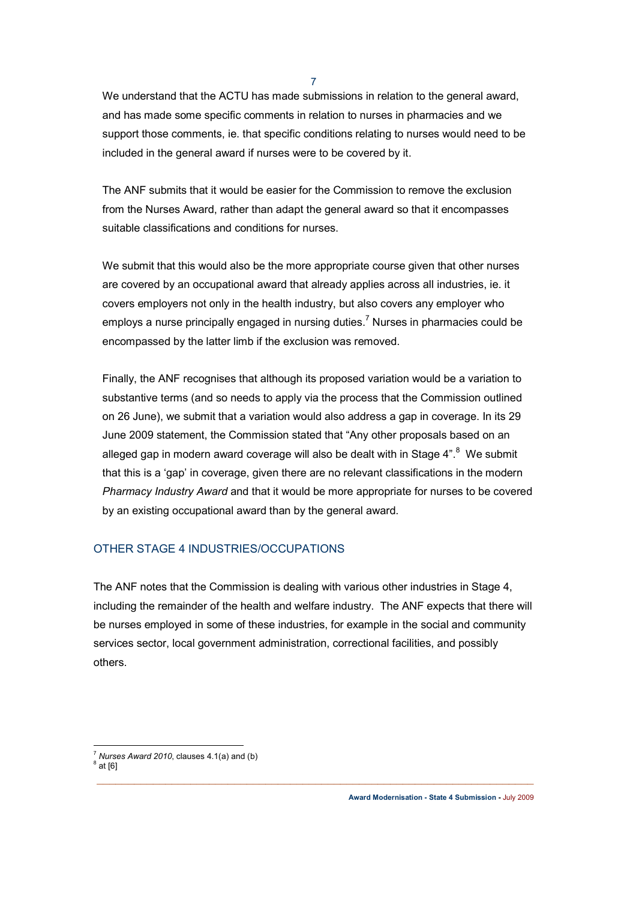We understand that the ACTU has made submissions in relation to the general award, and has made some specific comments in relation to nurses in pharmacies and we support those comments, ie. that specific conditions relating to nurses would need to be included in the general award if nurses were to be covered by it.

The ANF submits that it would be easier for the Commission to remove the exclusion from the Nurses Award, rather than adapt the general award so that it encompasses suitable classifications and conditions for nurses.

We submit that this would also be the more appropriate course given that other nurses are covered by an occupational award that already applies across all industries, ie. it covers employers not only in the health industry, but also covers any employer who employs a nurse principally engaged in nursing duties.[7] Nurses in pharmacies could be encompassed by the latter limb if the exclusion was removed.

Finally, the ANF recognises that although its proposed variation would be a variation to substantive terms (and so needs to apply via the process that the Commission outlined on 26 June), we submit that a variation would also address a gap in coverage. In its 29 June 2009 statement, the Commission stated that "Any other proposals based on an alleged gap in modern award coverage will also be dealt with in Stage 4".[8] We submit that this is a 'gap' in coverage, given there are no relevant classifications in the modern *Pharmacy Industry Award* and that it would be more appropriate for nurses to be covered by an existing occupational award than by the general award.

## OTHER STAGE 4 INDUSTRIES/OCCUPATIONS

The ANF notes that the Commission is dealing with various other industries in Stage 4, including the remainder of the health and welfare industry. The ANF expects that there will be nurses employed in some of these industries, for example in the social and community services sector, local government administration, correctional facilities, and possibly others.

---

[7] *Nurses Award 2010*, clauses 4.1(a) and (b)
[8] at [6]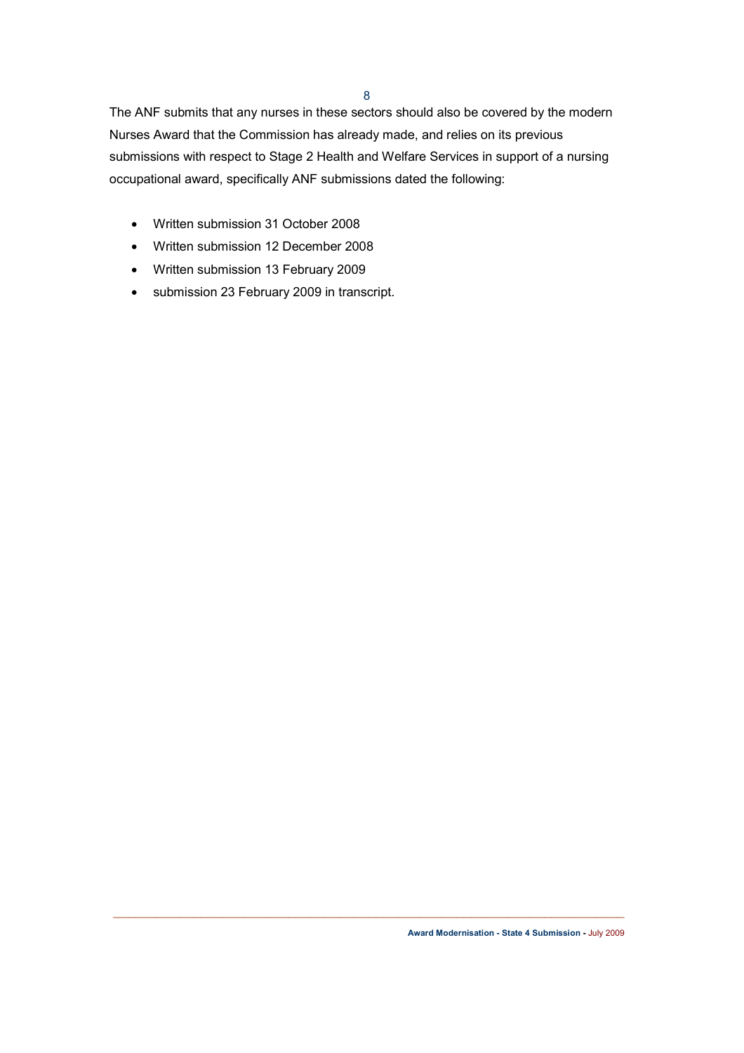The ANF submits that any nurses in these sectors should also be covered by the modern Nurses Award that the Commission has already made, and relies on its previous submissions with respect to Stage 2 Health and Welfare Services in support of a nursing occupational award, specifically ANF submissions dated the following:

- Written submission 31 October 2008
- Written submission 12 December 2008
- Written submission 13 February 2009
- submission 23 February 2009 in transcript.